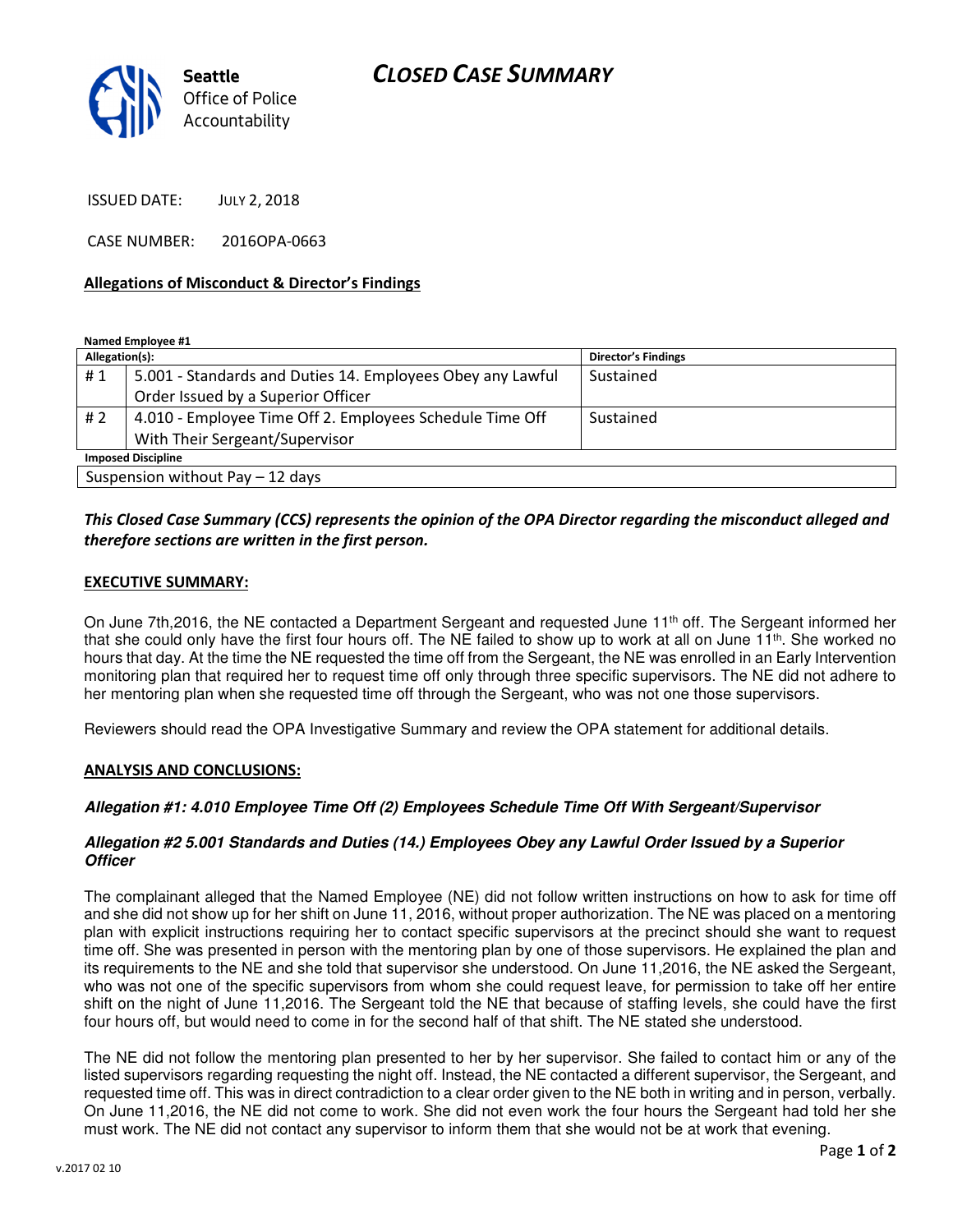# CLOSED CASE SUMMARY

Seattle Office of Police Accountability

ISSUED DATE: JULY 2, 2018

CASE NUMBER: 2016OPA-0663

### Allegations of Misconduct & Director's Findings

**Named Employee #1**

| Allegation(s): | | Director's Findings |
|---|---|---|
| # 1 | 5.001 - Standards and Duties 14. Employees Obey any Lawful Order Issued by a Superior Officer | Sustained |
| # 2 | 4.010 - Employee Time Off 2. Employees Schedule Time Off With Their Sergeant/Supervisor | Sustained |
| **Imposed Discipline** | | |
| Suspension without Pay – 12 days | | |

***This Closed Case Summary (CCS) represents the opinion of the OPA Director regarding the misconduct alleged and therefore sections are written in the first person.***

### EXECUTIVE SUMMARY:

On June 7th,2016, the NE contacted a Department Sergeant and requested June 11th off. The Sergeant informed her that she could only have the first four hours off. The NE failed to show up to work at all on June 11th. She worked no hours that day. At the time the NE requested the time off from the Sergeant, the NE was enrolled in an Early Intervention monitoring plan that required her to request time off only through three specific supervisors. The NE did not adhere to her mentoring plan when she requested time off through the Sergeant, who was not one those supervisors.

Reviewers should read the OPA Investigative Summary and review the OPA statement for additional details.

### ANALYSIS AND CONCLUSIONS:

***Allegation #1: 4.010 Employee Time Off (2) Employees Schedule Time Off With Sergeant/Supervisor***

***Allegation #2 5.001 Standards and Duties (14.) Employees Obey any Lawful Order Issued by a Superior Officer***

The complainant alleged that the Named Employee (NE) did not follow written instructions on how to ask for time off and she did not show up for her shift on June 11, 2016, without proper authorization. The NE was placed on a mentoring plan with explicit instructions requiring her to contact specific supervisors at the precinct should she want to request time off. She was presented in person with the mentoring plan by one of those supervisors. He explained the plan and its requirements to the NE and she told that supervisor she understood. On June 11,2016, the NE asked the Sergeant, who was not one of the specific supervisors from whom she could request leave, for permission to take off her entire shift on the night of June 11,2016. The Sergeant told the NE that because of staffing levels, she could have the first four hours off, but would need to come in for the second half of that shift. The NE stated she understood.

The NE did not follow the mentoring plan presented to her by her supervisor. She failed to contact him or any of the listed supervisors regarding requesting the night off. Instead, the NE contacted a different supervisor, the Sergeant, and requested time off. This was in direct contradiction to a clear order given to the NE both in writing and in person, verbally. On June 11,2016, the NE did not come to work. She did not even work the four hours the Sergeant had told her she must work. The NE did not contact any supervisor to inform them that she would not be at work that evening.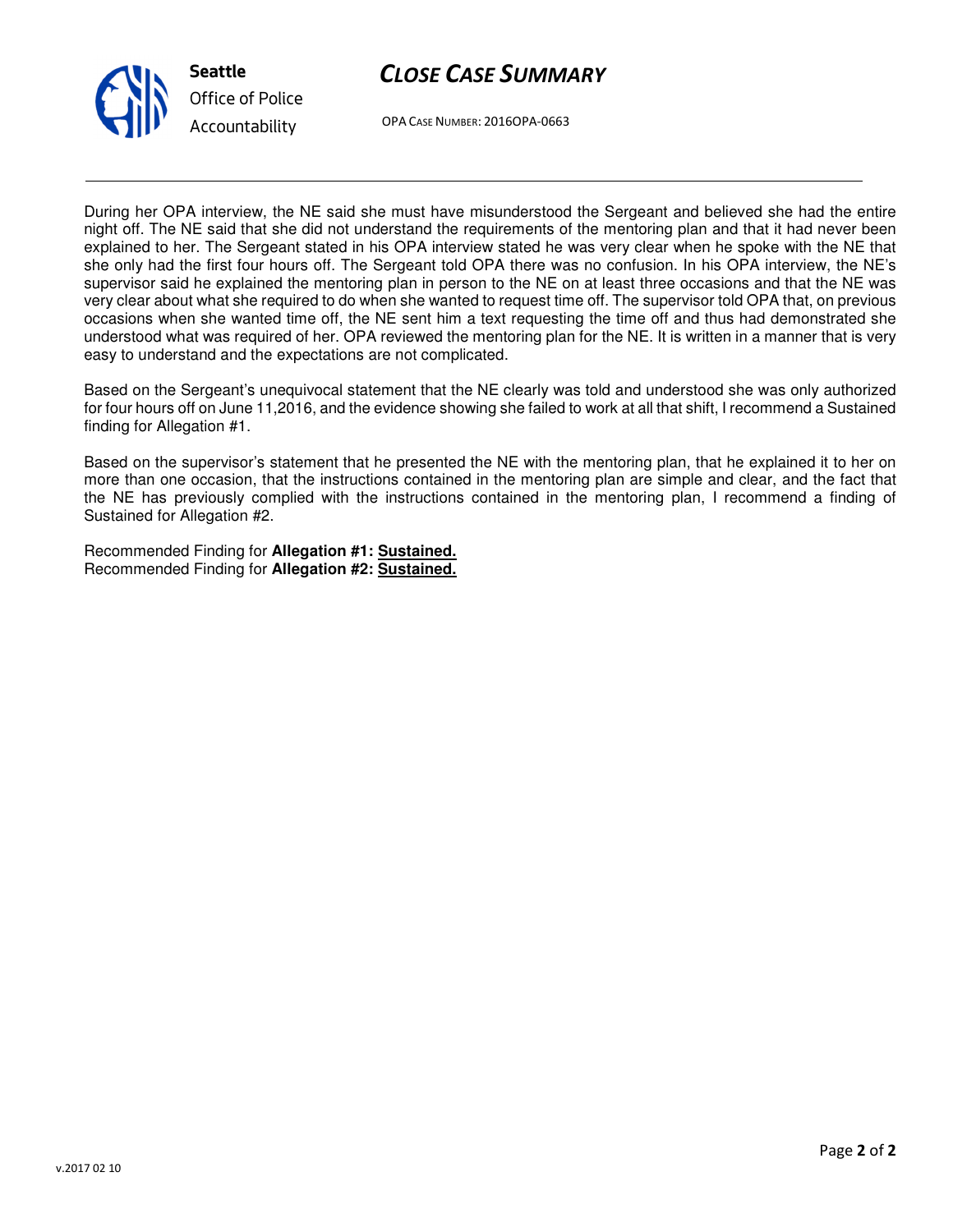During her OPA interview, the NE said she must have misunderstood the Sergeant and believed she had the entire night off. The NE said that she did not understand the requirements of the mentoring plan and that it had never been explained to her. The Sergeant stated in his OPA interview stated he was very clear when he spoke with the NE that she only had the first four hours off. The Sergeant told OPA there was no confusion. In his OPA interview, the NE's supervisor said he explained the mentoring plan in person to the NE on at least three occasions and that the NE was very clear about what she required to do when she wanted to request time off. The supervisor told OPA that, on previous occasions when she wanted time off, the NE sent him a text requesting the time off and thus had demonstrated she understood what was required of her. OPA reviewed the mentoring plan for the NE. It is written in a manner that is very easy to understand and the expectations are not complicated.

Based on the Sergeant's unequivocal statement that the NE clearly was told and understood she was only authorized for four hours off on June 11,2016, and the evidence showing she failed to work at all that shift, I recommend a Sustained finding for Allegation #1.

Based on the supervisor's statement that he presented the NE with the mentoring plan, that he explained it to her on more than one occasion, that the instructions contained in the mentoring plan are simple and clear, and the fact that the NE has previously complied with the instructions contained in the mentoring plan, I recommend a finding of Sustained for Allegation #2.

Recommended Finding for **Allegation #1: Sustained.**
Recommended Finding for **Allegation #2: Sustained.**